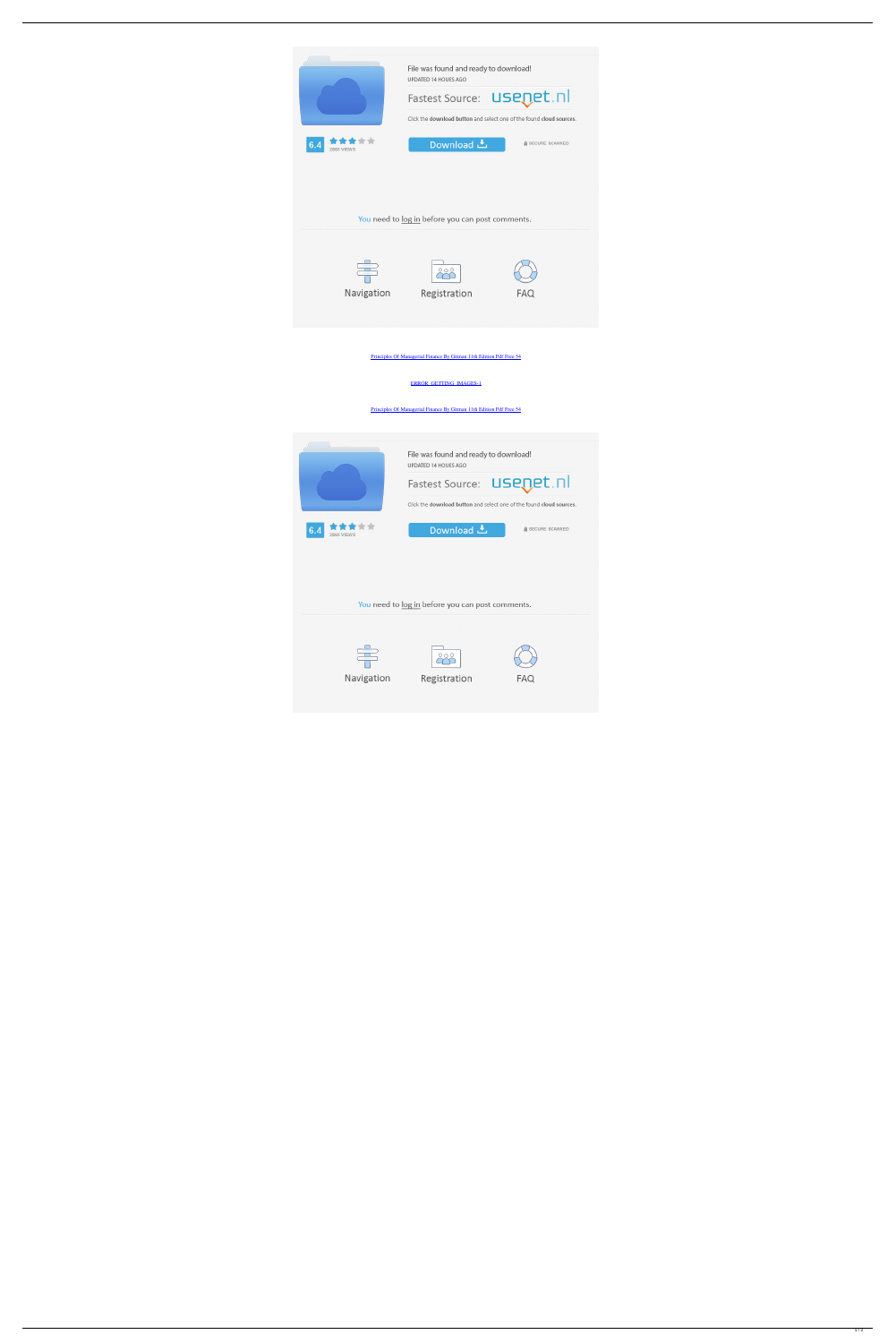File was found and ready to download!

UPDATED 14 HOURS AGO

Fastest Source: usenet.nl

Click the download button and select one of the found cloud sources.

6.4

2068 VIEWS

Download

SECURE SCANNED

You need to log in before you can post comments.

Navigation

Registration

FAQ

[Principles Of Managerial Finance By Gitman 11th Edition Pdf Free 54]()

[ERROR_GETTING_IMAGES-1]()

[Principles Of Managerial Finance By Gitman 11th Edition Pdf Free 54]()

File was found and ready to download!

UPDATED 14 HOURS AGO

Fastest Source: usenet.nl

Click the download button and select one of the found cloud sources.

6.4

2068 VIEWS

Download

SECURE SCANNED

You need to log in before you can post comments.

Navigation

Registration

FAQ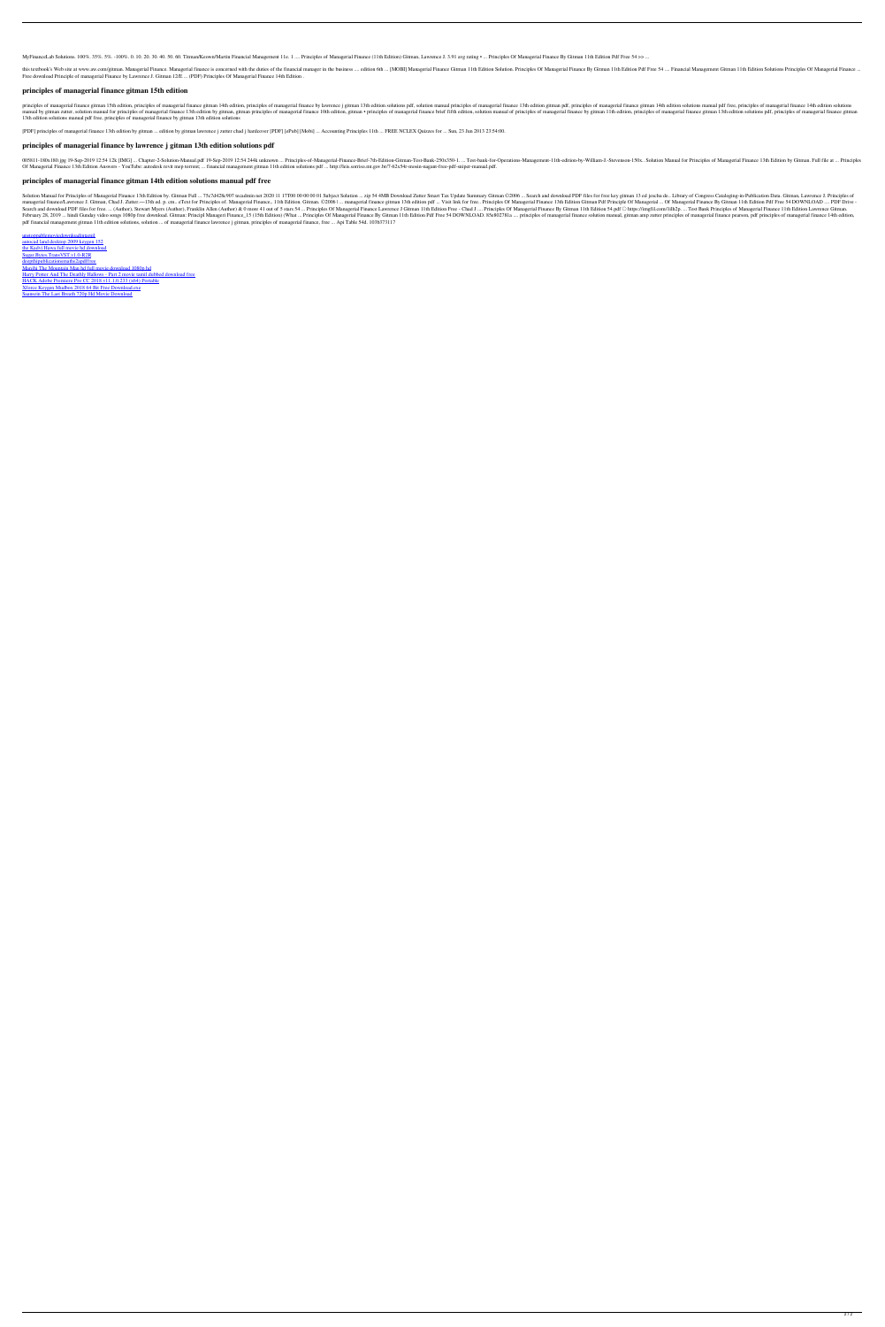MyFinanceLab Solutions. 100%. 35%. 5%. -100%. 0. 10. 20. 30. 40. 50. 60. Titman/Keown/Martin Financial Management 11e. 1 .... Principles of Managerial Finance (11th Edition) Gitman, Lawrence J. 3.91 avg rating • ... Principles Of Managerial Finance By Gitman 11th Edition Pdf Free 54 >> ...

this textbook's Web site at www.aw.com/gitman. Managerial Finance. Managerial finance is concerned with the duties of the financial manager in the business .... edition 6th ... [MOBI] Managerial Finance Gitman 11th Edition Solution. Principles Of Managerial Finance By Gitman 11th Edition Pdf Free 54 .... Financial Management Gitman 11th Edition Solutions Principles Of Managerial Finance ... Free download Principle of managerial Finance by Lawrence J. Gitman 12/E ... (PDF) Principles Of Managerial Finance 14th Edition .

## principles of managerial finance gitman 15th edition

principles of managerial finance gitman 15th edition, principles of managerial finance gitman 14th edition, principles of managerial finance by lawrence j gitman 13th edition solutions pdf, solution manual principles of managerial finance 13th edition gitman pdf, principles of managerial finance gitman 14th edition solutions manual pdf free, principles of managerial finance gitman 14th edition solutions manual by gitman zutter, solution manual for principles of managerial finance 13th edition by gitman, gitman principles of managerial finance 10th edition, gitman • principles of managerial finance brief fifth edition, solution manual of principles of managerial finance by gitman 11th edition, principles of managerial finance gitman 13th edition solutions pdf, principles of managerial finance gitman 13th edition solutions manual pdf free, principles of managerial finance by gitman 13th edition solutions

[PDF] principles of managerial finance 13th edition by gitman ... edition by gitman lawrence j zutter chad j hardcover [PDF] [ePub] [Mobi] ... Accounting Principles 11th ... FREE NCLEX Quizzes for ... Sun, 23 Jun 2013 23:54:00.

## principles of managerial finance by lawrence j gitman 13th edition solutions pdf

005811--180x180.jpg 19-Sep-2019 12:54 12k [IMG] ... Chapter-2-Solution-Manual.pdf 19-Sep-2019 12:54 244k unknown ... Principles-of-Managerial-Finance-Brief-7th-Edition-Gitman-Test-Bank-250x350-1. ... Test-bank-for-Operations-Management-11th-edition-by-William-J.-Stevenson-150x.. Solution Manual for Principles of Managerial Finance 13th Edition by Gitman. Full file at .. Principles Of Managerial Finance 13th Edition Answers - YouTube: autodesk revit mep torrent; ... financial management gitman 11th edition solutions pdf ... http://laisorriso.mt.gov.br/7-62x54r-mosin-nagant-free-pdf-sniper-manual.pdf.

## principles of managerial finance gitman 14th edition solutions manual pdf free

Solution Manual for Principles of Managerial Finance 13th Edition by. Gitman Full ... 75c7d428c907 mcadmin.net 2020 11 17T00 00 00 00 01 Subject Solution ... zip 54 4MB Download Zotter Smart Tax Update Summary Gitman ©2006 ... Search and download PDF files for free key gitman 13 ed jesche.de.. Library of Congress Cataloging-in-Publication Data. Gitman, Lawrence J. Principles of managerial finance/Lawrence J. Gitman, Chad J. Zutter.— 13th ed. p. cm.. eText for Principles of: Managerial Finance,. 11th Edition. Gitman. ©2006 | ... managerial finance gitman 13th edition pdf ... Visit link for free.. Principles Of Managerial Finance 13th Edition Gitman Pdf Principle Of Managerial ... Of Managerial Finance By Gitman 11th Edition Pdf Free 54 DOWNLOAD .... PDF Drive - Search and download PDF files for free. ... (Author), Stewart Myers (Author), Franklin Allen (Author) & 0 more 41 out of 5 stars 54 ... Principles Of Managerial Finance Lawrence J Gitman 11th Edition Free - Chad J .... Principles Of Managerial Finance By Gitman 11th Edition 54.pdf ☆ https://imgfil.com/1dh2p. ... Test Bank Principles of Managerial Finance 11th Edition Lawrence Gitman. February 28, 2019 ... hindi Gunday video songs 1080p free download. Gitman: Principl Manageri Finance_15 (15th Edition) (What ... Principles Of Managerial Finance By Gitman 11th Edition Pdf Free 54 DOWNLOAD. 85e802781a .... principles of managerial finance solution manual, gitman amp zutter principles of managerial finance pearson, pdf principles of managerial finance 14th edition, pdf financial management gitman 11th edition solutions, solution ... of managerial finance lawrence j gitman, principles of managerial finance, free ... Api Table 54d. 103b373117

[anatomphilmoviedownloadformmd](#)
[autocad land desktop 2009 keygen 152](#)
[the Kadvi Hawa full movie hd download](#)
[Sugar Bytes TransVST v1.0-R2R](#)
[deepthipublicationsmaths2pdfFree](#)
[Manjhi The Mountain Man hd full movie download 1080p hd](#)
[Harry Potter And The Deathly Hallows - Part 2 movie tamil dubbed download free](#)
[HACK Adobe Premiere Pro CC 2018 v11.1.0.222 (x64) Portable](#)
[Xforce Keygen Mudbox 2010 64 Bit Free Download.exe](#)
[Xsamurai The Last Breath 720p Hd Movie Download](#)